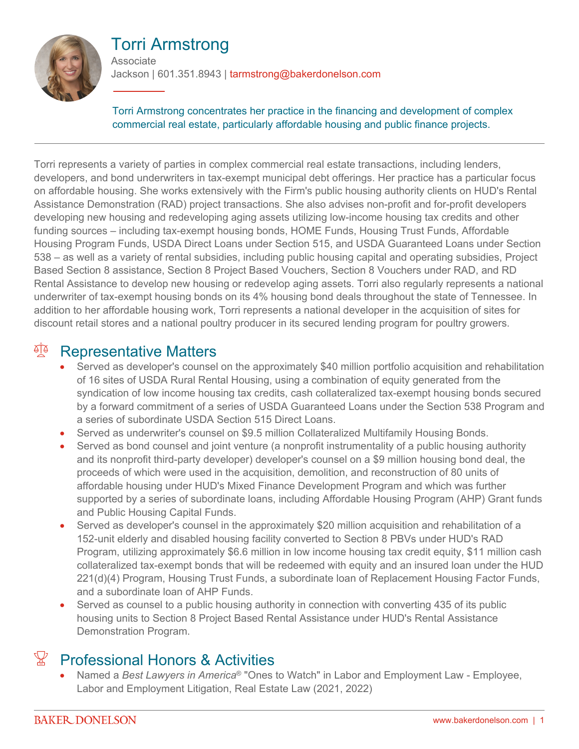# Torri Armstrong

Associate

Jackson | 601.351.8943 | tarmstrong@bakerdonelson.com

Torri Armstrong concentrates her practice in the financing and development of complex commercial real estate, particularly affordable housing and public finance projects.

Torri represents a variety of parties in complex commercial real estate transactions, including lenders, developers, and bond underwriters in tax-exempt municipal debt offerings. Her practice has a particular focus on affordable housing. She works extensively with the Firm's public housing authority clients on HUD's Rental Assistance Demonstration (RAD) project transactions. She also advises non-profit and for-profit developers developing new housing and redeveloping aging assets utilizing low-income housing tax credits and other funding sources – including tax-exempt housing bonds, HOME Funds, Housing Trust Funds, Affordable Housing Program Funds, USDA Direct Loans under Section 515, and USDA Guaranteed Loans under Section 538 – as well as a variety of rental subsidies, including public housing capital and operating subsidies, Project Based Section 8 assistance, Section 8 Project Based Vouchers, Section 8 Vouchers under RAD, and RD Rental Assistance to develop new housing or redevelop aging assets. Torri also regularly represents a national underwriter of tax-exempt housing bonds on its 4% housing bond deals throughout the state of Tennessee. In addition to her affordable housing work, Torri represents a national developer in the acquisition of sites for discount retail stores and a national poultry producer in its secured lending program for poultry growers.

## Representative Matters

- Served as developer's counsel on the approximately $40 million portfolio acquisition and rehabilitation of 16 sites of USDA Rural Rental Housing, using a combination of equity generated from the syndication of low income housing tax credits, cash collateralized tax-exempt housing bonds secured by a forward commitment of a series of USDA Guaranteed Loans under the Section 538 Program and a series of subordinate USDA Section 515 Direct Loans.
- Served as underwriter's counsel on $9.5 million Collateralized Multifamily Housing Bonds.
- Served as bond counsel and joint venture (a nonprofit instrumentality of a public housing authority and its nonprofit third-party developer) developer's counsel on a $9 million housing bond deal, the proceeds of which were used in the acquisition, demolition, and reconstruction of 80 units of affordable housing under HUD's Mixed Finance Development Program and which was further supported by a series of subordinate loans, including Affordable Housing Program (AHP) Grant funds and Public Housing Capital Funds.
- Served as developer's counsel in the approximately $20 million acquisition and rehabilitation of a 152-unit elderly and disabled housing facility converted to Section 8 PBVs under HUD's RAD Program, utilizing approximately $6.6 million in low income housing tax credit equity, $11 million cash collateralized tax-exempt bonds that will be redeemed with equity and an insured loan under the HUD 221(d)(4) Program, Housing Trust Funds, a subordinate loan of Replacement Housing Factor Funds, and a subordinate loan of AHP Funds.
- Served as counsel to a public housing authority in connection with converting 435 of its public housing units to Section 8 Project Based Rental Assistance under HUD's Rental Assistance Demonstration Program.

## Professional Honors & Activities

- Named a *Best Lawyers in America®* "Ones to Watch" in Labor and Employment Law - Employee, Labor and Employment Litigation, Real Estate Law (2021, 2022)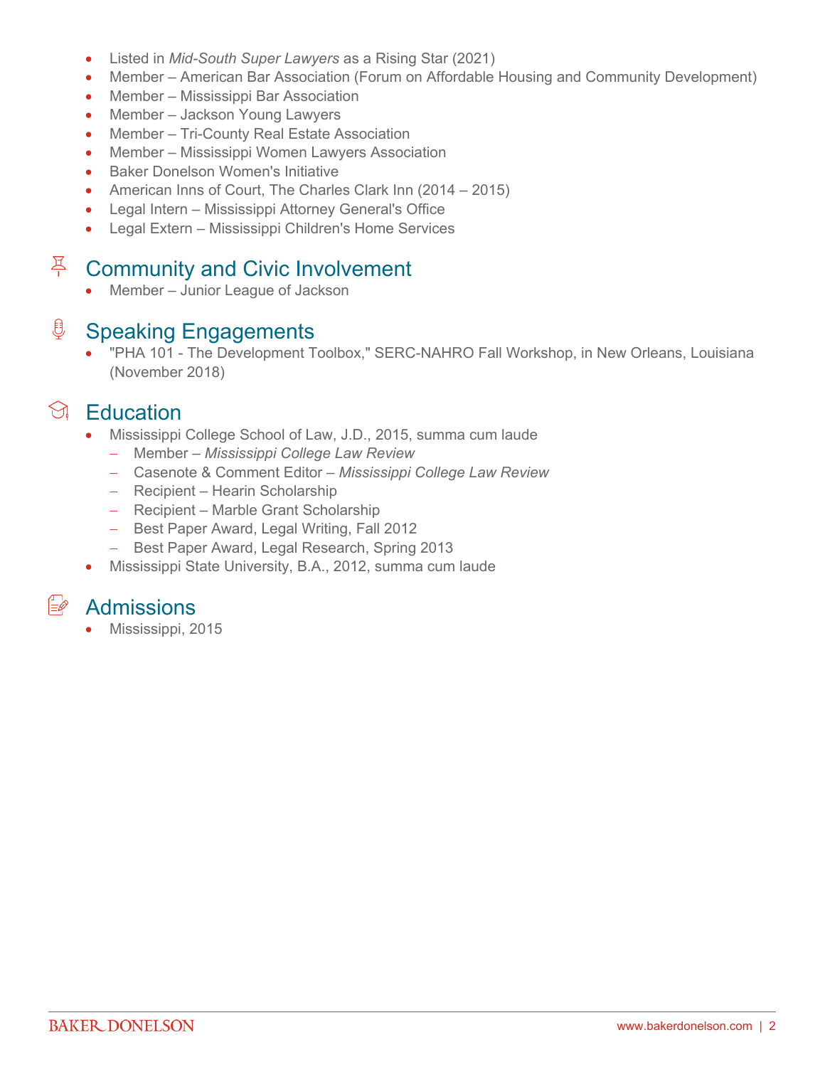- Listed in *Mid-South Super Lawyers* as a Rising Star (2021)
- Member – American Bar Association (Forum on Affordable Housing and Community Development)
- Member – Mississippi Bar Association
- Member – Jackson Young Lawyers
- Member – Tri-County Real Estate Association
- Member – Mississippi Women Lawyers Association
- Baker Donelson Women's Initiative
- American Inns of Court, The Charles Clark Inn (2014 – 2015)
- Legal Intern – Mississippi Attorney General's Office
- Legal Extern – Mississippi Children's Home Services

## Community and Civic Involvement

- Member – Junior League of Jackson

## Speaking Engagements

- "PHA 101 - The Development Toolbox," SERC-NAHRO Fall Workshop, in New Orleans, Louisiana (November 2018)

## Education

- Mississippi College School of Law, J.D., 2015, summa cum laude
  - Member – *Mississippi College Law Review*
  - Casenote & Comment Editor – *Mississippi College Law Review*
  - Recipient – Hearin Scholarship
  - Recipient – Marble Grant Scholarship
  - Best Paper Award, Legal Writing, Fall 2012
  - Best Paper Award, Legal Research, Spring 2013
- Mississippi State University, B.A., 2012, summa cum laude

## Admissions

- Mississippi, 2015